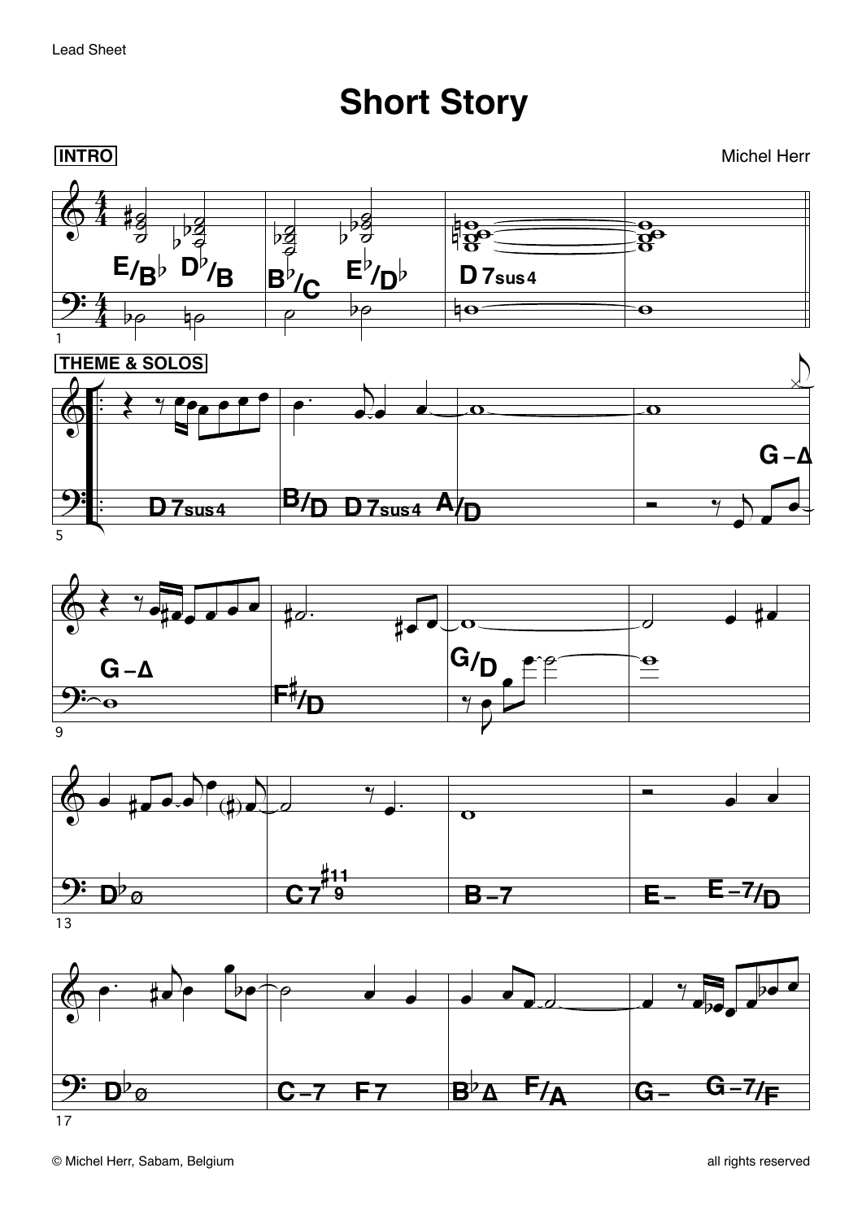Lead Sheet

# Short Story

**INTRO**

Michel Herr

| Bar | Chords |
| --- | --- |
| 1 | E/B♭ D♭/B |
| 2 | B♭/C E♭/D♭ |
| 3–4 | D7sus4 |

**THEME & SOLOS**

| Bar | Chords |
| --- | --- |
| 5 | D7sus4 |
| 6 | B/D D7sus4 A/D |
| 8 | G–Δ |
| 9 | G–Δ |
| 10 | F♯/D |
| 11 | G/D |
| 13 | D♭ø |
| 14 | C7(♯11, 9) |
| 15 | B–7 |
| 16 | E– E–7/D |
| 17 | D♭ø |
| 18 | C–7 F7 |
| 19 | B♭Δ F/A |
| 20 | G– G–7/F |

© Michel Herr, Sabam, Belgium

all rights reserved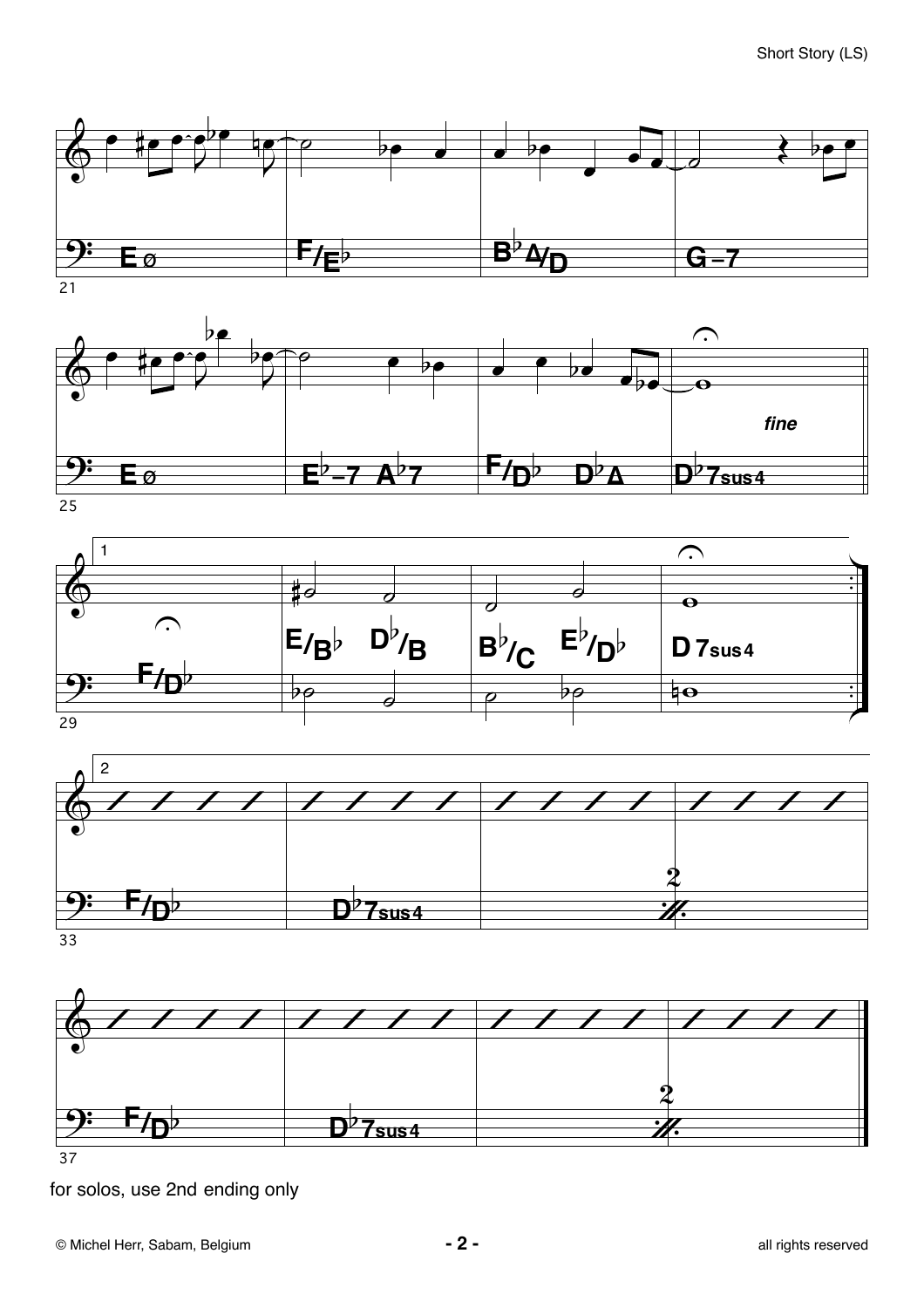for solos, use 2nd ending only

© Michel Herr, Sabam, Belgium

all rights reserved